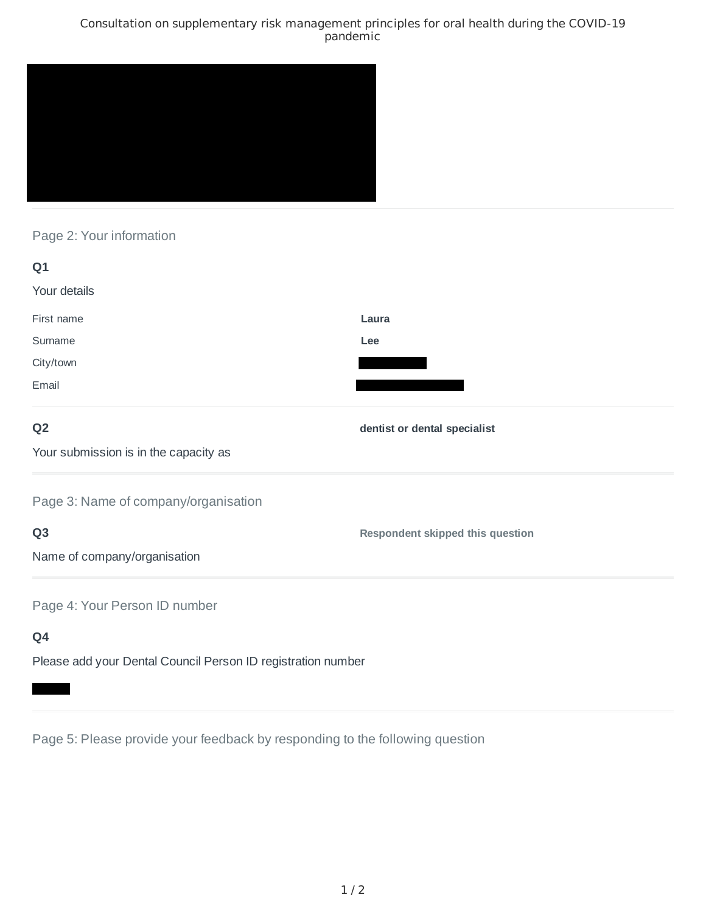## Page 2: Your information

### Q1

Your details

| | |
|---|---|
| First name | **Laura** |
| Surname | **Lee** |
| City/town | |
| Email | |

### Q2

Your submission is in the capacity as

**dentist or dental specialist**

## Page 3: Name of company/organisation

### Q3

Name of company/organisation

**Respondent skipped this question**

## Page 4: Your Person ID number

### Q4

Please add your Dental Council Person ID registration number

## Page 5: Please provide your feedback by responding to the following question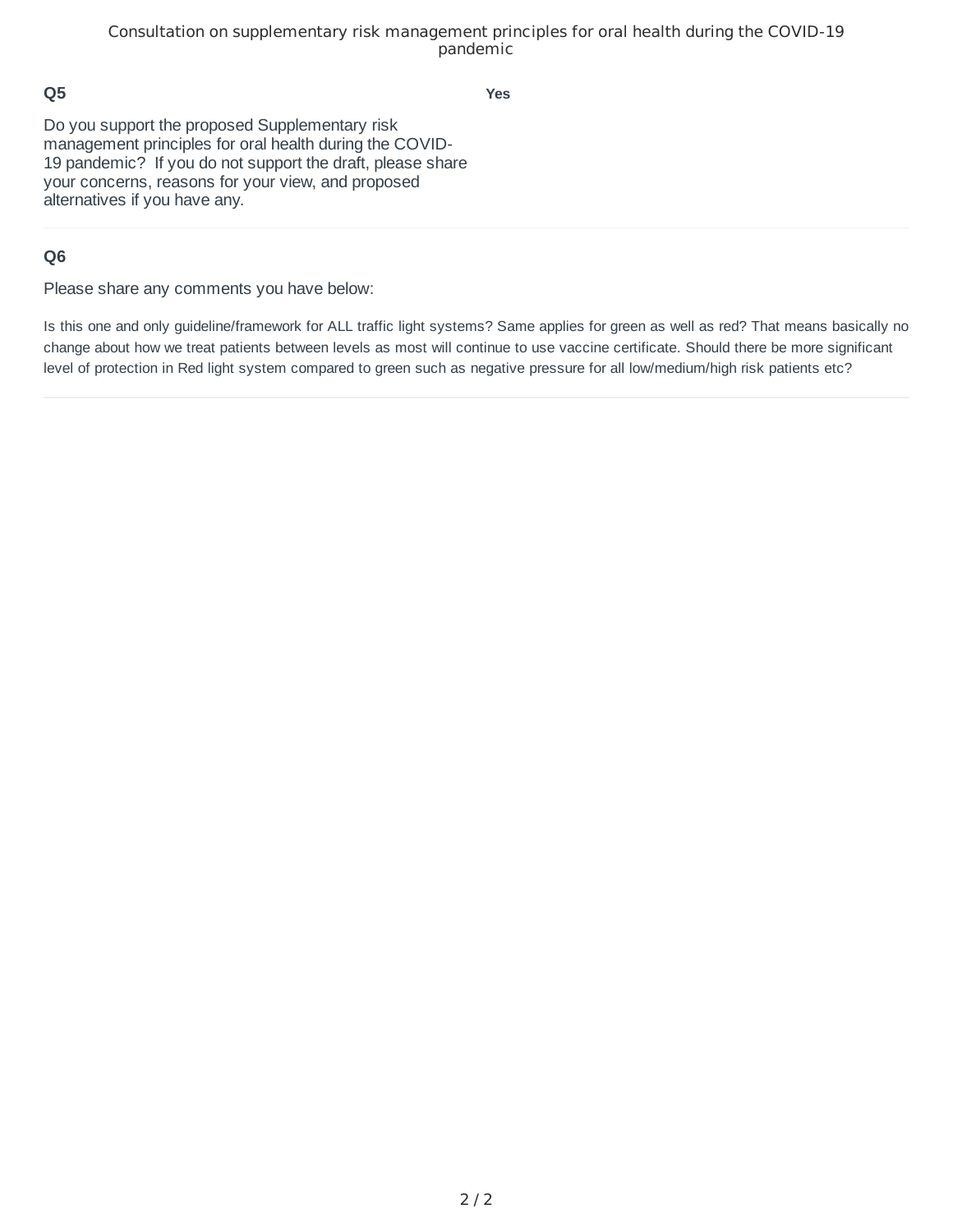## Q5

Do you support the proposed Supplementary risk management principles for oral health during the COVID-19 pandemic? If you do not support the draft, please share your concerns, reasons for your view, and proposed alternatives if you have any.

**Yes**

## Q6

Please share any comments you have below:

Is this one and only guideline/framework for ALL traffic light systems? Same applies for green as well as red? That means basically no change about how we treat patients between levels as most will continue to use vaccine certificate. Should there be more significant level of protection in Red light system compared to green such as negative pressure for all low/medium/high risk patients etc?